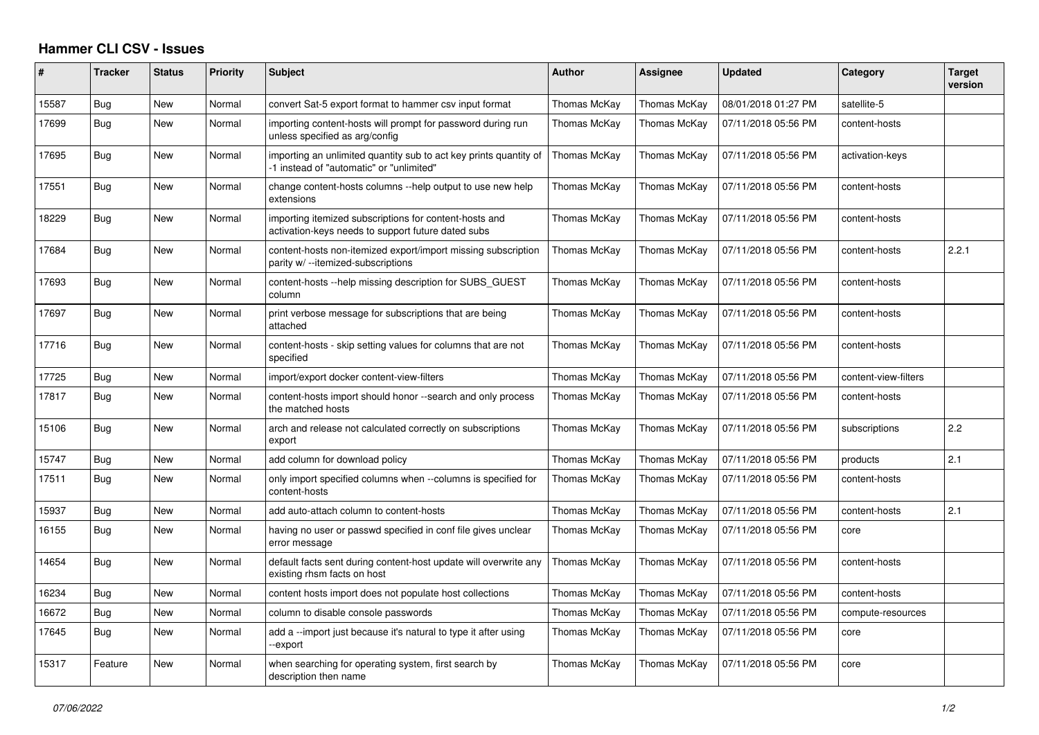# Hammer CLI CSV - Issues

| # | Tracker | Status | Priority | Subject | Author | Assignee | Updated | Category | Target version |
|---|---|---|---|---|---|---|---|---|---|
| 15587 | Bug | New | Normal | convert Sat-5 export format to hammer csv input format | Thomas McKay | Thomas McKay | 08/01/2018 01:27 PM | satellite-5 | |
| 17699 | Bug | New | Normal | importing content-hosts will prompt for password during run unless specified as arg/config | Thomas McKay | Thomas McKay | 07/11/2018 05:56 PM | content-hosts | |
| 17695 | Bug | New | Normal | importing an unlimited quantity sub to act key prints quantity of -1 instead of "automatic" or "unlimited" | Thomas McKay | Thomas McKay | 07/11/2018 05:56 PM | activation-keys | |
| 17551 | Bug | New | Normal | change content-hosts columns --help output to use new help extensions | Thomas McKay | Thomas McKay | 07/11/2018 05:56 PM | content-hosts | |
| 18229 | Bug | New | Normal | importing itemized subscriptions for content-hosts and activation-keys needs to support future dated subs | Thomas McKay | Thomas McKay | 07/11/2018 05:56 PM | content-hosts | |
| 17684 | Bug | New | Normal | content-hosts non-itemized export/import missing subscription parity w/ --itemized-subscriptions | Thomas McKay | Thomas McKay | 07/11/2018 05:56 PM | content-hosts | 2.2.1 |
| 17693 | Bug | New | Normal | content-hosts --help missing description for SUBS_GUEST column | Thomas McKay | Thomas McKay | 07/11/2018 05:56 PM | content-hosts | |
| 17697 | Bug | New | Normal | print verbose message for subscriptions that are being attached | Thomas McKay | Thomas McKay | 07/11/2018 05:56 PM | content-hosts | |
| 17716 | Bug | New | Normal | content-hosts - skip setting values for columns that are not specified | Thomas McKay | Thomas McKay | 07/11/2018 05:56 PM | content-hosts | |
| 17725 | Bug | New | Normal | import/export docker content-view-filters | Thomas McKay | Thomas McKay | 07/11/2018 05:56 PM | content-view-filters | |
| 17817 | Bug | New | Normal | content-hosts import should honor --search and only process the matched hosts | Thomas McKay | Thomas McKay | 07/11/2018 05:56 PM | content-hosts | |
| 15106 | Bug | New | Normal | arch and release not calculated correctly on subscriptions export | Thomas McKay | Thomas McKay | 07/11/2018 05:56 PM | subscriptions | 2.2 |
| 15747 | Bug | New | Normal | add column for download policy | Thomas McKay | Thomas McKay | 07/11/2018 05:56 PM | products | 2.1 |
| 17511 | Bug | New | Normal | only import specified columns when --columns is specified for content-hosts | Thomas McKay | Thomas McKay | 07/11/2018 05:56 PM | content-hosts | |
| 15937 | Bug | New | Normal | add auto-attach column to content-hosts | Thomas McKay | Thomas McKay | 07/11/2018 05:56 PM | content-hosts | 2.1 |
| 16155 | Bug | New | Normal | having no user or passwd specified in conf file gives unclear error message | Thomas McKay | Thomas McKay | 07/11/2018 05:56 PM | core | |
| 14654 | Bug | New | Normal | default facts sent during content-host update will overwrite any existing rhsm facts on host | Thomas McKay | Thomas McKay | 07/11/2018 05:56 PM | content-hosts | |
| 16234 | Bug | New | Normal | content hosts import does not populate host collections | Thomas McKay | Thomas McKay | 07/11/2018 05:56 PM | content-hosts | |
| 16672 | Bug | New | Normal | column to disable console passwords | Thomas McKay | Thomas McKay | 07/11/2018 05:56 PM | compute-resources | |
| 17645 | Bug | New | Normal | add a --import just because it's natural to type it after using --export | Thomas McKay | Thomas McKay | 07/11/2018 05:56 PM | core | |
| 15317 | Feature | New | Normal | when searching for operating system, first search by description then name | Thomas McKay | Thomas McKay | 07/11/2018 05:56 PM | core | |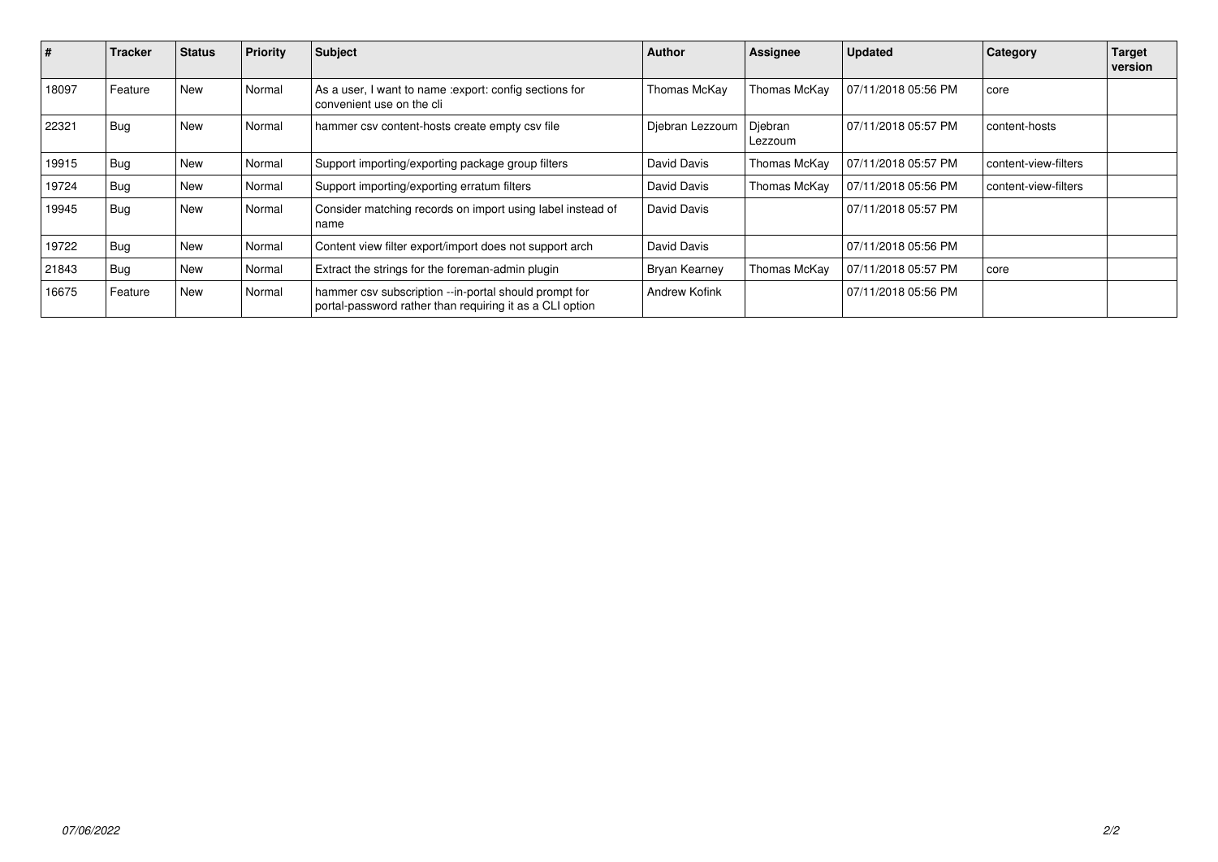| # | Tracker | Status | Priority | Subject | Author | Assignee | Updated | Category | Target version |
|---|---|---|---|---|---|---|---|---|---|
| 18097 | Feature | New | Normal | As a user, I want to name :export: config sections for convenient use on the cli | Thomas McKay | Thomas McKay | 07/11/2018 05:56 PM | core | |
| 22321 | Bug | New | Normal | hammer csv content-hosts create empty csv file | Djebran Lezzoum | Djebran Lezzoum | 07/11/2018 05:57 PM | content-hosts | |
| 19915 | Bug | New | Normal | Support importing/exporting package group filters | David Davis | Thomas McKay | 07/11/2018 05:57 PM | content-view-filters | |
| 19724 | Bug | New | Normal | Support importing/exporting erratum filters | David Davis | Thomas McKay | 07/11/2018 05:56 PM | content-view-filters | |
| 19945 | Bug | New | Normal | Consider matching records on import using label instead of name | David Davis | | 07/11/2018 05:57 PM | | |
| 19722 | Bug | New | Normal | Content view filter export/import does not support arch | David Davis | | 07/11/2018 05:56 PM | | |
| 21843 | Bug | New | Normal | Extract the strings for the foreman-admin plugin | Bryan Kearney | Thomas McKay | 07/11/2018 05:57 PM | core | |
| 16675 | Feature | New | Normal | hammer csv subscription --in-portal should prompt for portal-password rather than requiring it as a CLI option | Andrew Kofink | | 07/11/2018 05:56 PM | | |